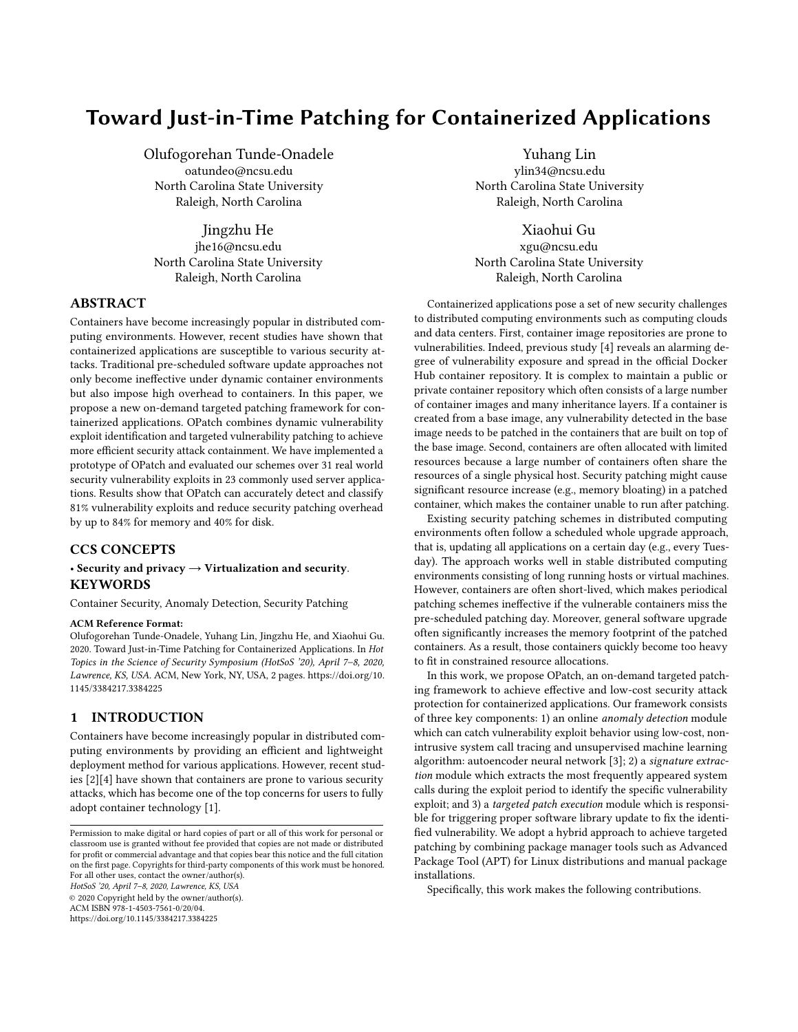# Toward Just-in-Time Patching for Containerized Applications

Olufogorehan Tunde-Onadele
oatundeo@ncsu.edu
North Carolina State University
Raleigh, North Carolina

Yuhang Lin
ylin34@ncsu.edu
North Carolina State University
Raleigh, North Carolina

Jingzhu He
jhe16@ncsu.edu
North Carolina State University
Raleigh, North Carolina

Xiaohui Gu
xgu@ncsu.edu
North Carolina State University
Raleigh, North Carolina

## ABSTRACT

Containers have become increasingly popular in distributed computing environments. However, recent studies have shown that containerized applications are susceptible to various security attacks. Traditional pre-scheduled software update approaches not only become ineffective under dynamic container environments but also impose high overhead to containers. In this paper, we propose a new on-demand targeted patching framework for containerized applications. OPatch combines dynamic vulnerability exploit identification and targeted vulnerability patching to achieve more efficient security attack containment. We have implemented a prototype of OPatch and evaluated our schemes over 31 real world security vulnerability exploits in 23 commonly used server applications. Results show that OPatch can accurately detect and classify 81% vulnerability exploits and reduce security patching overhead by up to 84% for memory and 40% for disk.

## CCS CONCEPTS

• **Security and privacy → Virtualization and security**.

## KEYWORDS

Container Security, Anomaly Detection, Security Patching

**ACM Reference Format:**

Olufogorehan Tunde-Onadele, Yuhang Lin, Jingzhu He, and Xiaohui Gu. 2020. Toward Just-in-Time Patching for Containerized Applications. In *Hot Topics in the Science of Security Symposium (HotSoS '20), April 7–8, 2020, Lawrence, KS, USA.* ACM, New York, NY, USA, 2 pages. https://doi.org/10.1145/3384217.3384225

## 1 INTRODUCTION

Containers have become increasingly popular in distributed computing environments by providing an efficient and lightweight deployment method for various applications. However, recent studies [2][4] have shown that containers are prone to various security attacks, which has become one of the top concerns for users to fully adopt container technology [1].

Containerized applications pose a set of new security challenges to distributed computing environments such as computing clouds and data centers. First, container image repositories are prone to vulnerabilities. Indeed, previous study [4] reveals an alarming degree of vulnerability exposure and spread in the official Docker Hub container repository. It is complex to maintain a public or private container repository which often consists of a large number of container images and many inheritance layers. If a container is created from a base image, any vulnerability detected in the base image needs to be patched in the containers that are built on top of the base image. Second, containers are often allocated with limited resources because a large number of containers often share the resources of a single physical host. Security patching might cause significant resource increase (e.g., memory bloating) in a patched container, which makes the container unable to run after patching.

Existing security patching schemes in distributed computing environments often follow a scheduled whole upgrade approach, that is, updating all applications on a certain day (e.g., every Tuesday). The approach works well in stable distributed computing environments consisting of long running hosts or virtual machines. However, containers are often short-lived, which makes periodical patching schemes ineffective if the vulnerable containers miss the pre-scheduled patching day. Moreover, general software upgrade often significantly increases the memory footprint of the patched containers. As a result, those containers quickly become too heavy to fit in constrained resource allocations.

In this work, we propose OPatch, an on-demand targeted patching framework to achieve effective and low-cost security attack protection for containerized applications. Our framework consists of three key components: 1) an online *anomaly detection* module which can catch vulnerability exploit behavior using low-cost, non-intrusive system call tracing and unsupervised machine learning algorithm: autoencoder neural network [3]; 2) a *signature extraction* module which extracts the most frequently appeared system calls during the exploit period to identify the specific vulnerability exploit; and 3) a *targeted patch execution* module which is responsible for triggering proper software library update to fix the identified vulnerability. We adopt a hybrid approach to achieve targeted patching by combining package manager tools such as Advanced Package Tool (APT) for Linux distributions and manual package installations.

Specifically, this work makes the following contributions.

Permission to make digital or hard copies of part or all of this work for personal or classroom use is granted without fee provided that copies are not made or distributed for profit or commercial advantage and that copies bear this notice and the full citation on the first page. Copyrights for third-party components of this work must be honored. For all other uses, contact the owner/author(s).
*HotSoS '20, April 7–8, 2020, Lawrence, KS, USA*
© 2020 Copyright held by the owner/author(s).
ACM ISBN 978-1-4503-7561-0/20/04.
https://doi.org/10.1145/3384217.3384225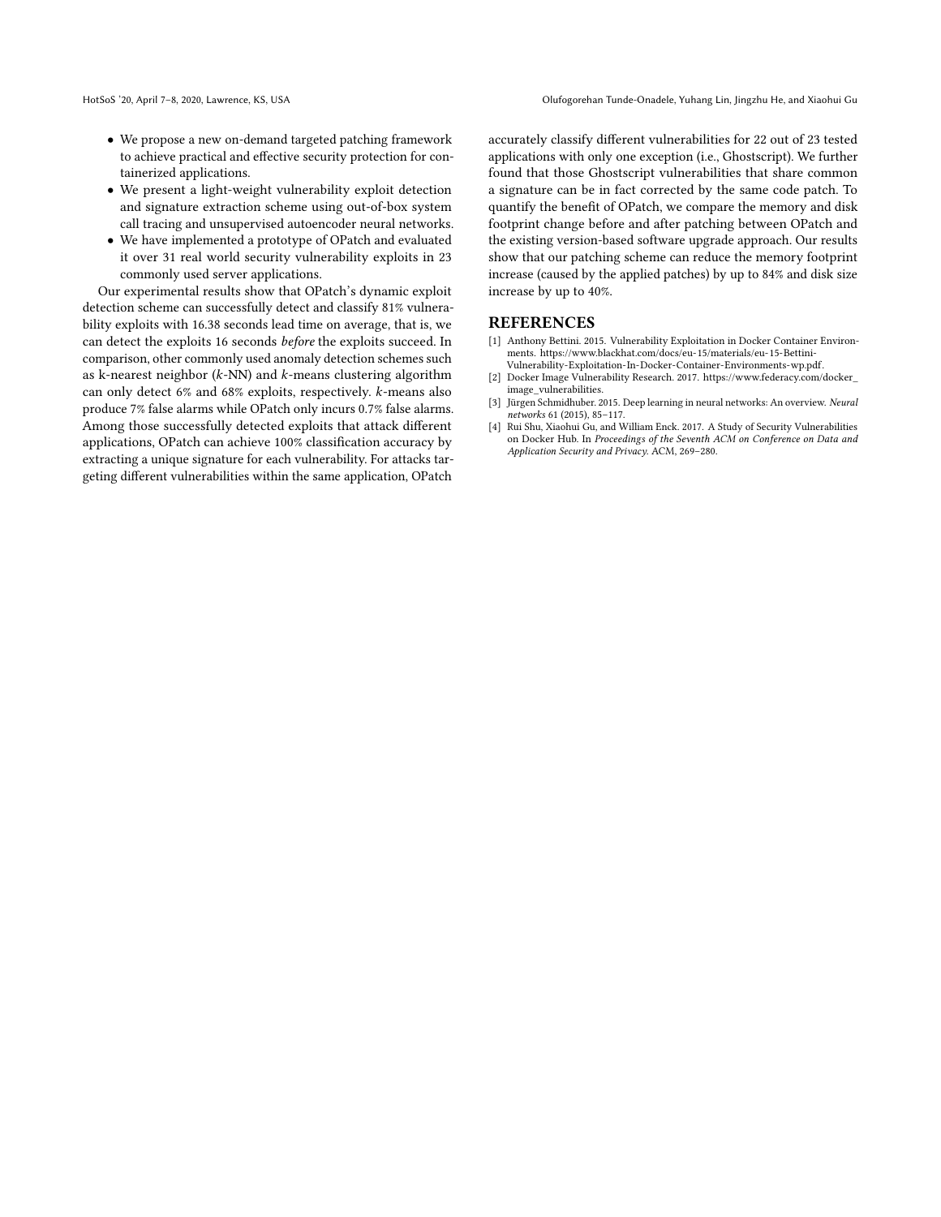- We propose a new on-demand targeted patching framework to achieve practical and effective security protection for containerized applications.
- We present a light-weight vulnerability exploit detection and signature extraction scheme using out-of-box system call tracing and unsupervised autoencoder neural networks.
- We have implemented a prototype of OPatch and evaluated it over 31 real world security vulnerability exploits in 23 commonly used server applications.

Our experimental results show that OPatch's dynamic exploit detection scheme can successfully detect and classify 81% vulnerability exploits with 16.38 seconds lead time on average, that is, we can detect the exploits 16 seconds *before* the exploits succeed. In comparison, other commonly used anomaly detection schemes such as k-nearest neighbor ($k$-NN) and $k$-means clustering algorithm can only detect 6% and 68% exploits, respectively. $k$-means also produce 7% false alarms while OPatch only incurs 0.7% false alarms. Among those successfully detected exploits that attack different applications, OPatch can achieve 100% classification accuracy by extracting a unique signature for each vulnerability. For attacks targeting different vulnerabilities within the same application, OPatch accurately classify different vulnerabilities for 22 out of 23 tested applications with only one exception (i.e., Ghostscript). We further found that those Ghostscript vulnerabilities that share common a signature can be in fact corrected by the same code patch. To quantify the benefit of OPatch, we compare the memory and disk footprint change before and after patching between OPatch and the existing version-based software upgrade approach. Our results show that our patching scheme can reduce the memory footprint increase (caused by the applied patches) by up to 84% and disk size increase by up to 40%.

## REFERENCES

[1] Anthony Bettini. 2015. Vulnerability Exploitation in Docker Container Environments. https://www.blackhat.com/docs/eu-15/materials/eu-15-Bettini-Vulnerability-Exploitation-In-Docker-Container-Environments-wp.pdf.

[2] Docker Image Vulnerability Research. 2017. https://www.federacy.com/docker_image_vulnerabilities.

[3] Jürgen Schmidhuber. 2015. Deep learning in neural networks: An overview. *Neural networks* 61 (2015), 85–117.

[4] Rui Shu, Xiaohui Gu, and William Enck. 2017. A Study of Security Vulnerabilities on Docker Hub. In *Proceedings of the Seventh ACM on Conference on Data and Application Security and Privacy*. ACM, 269–280.